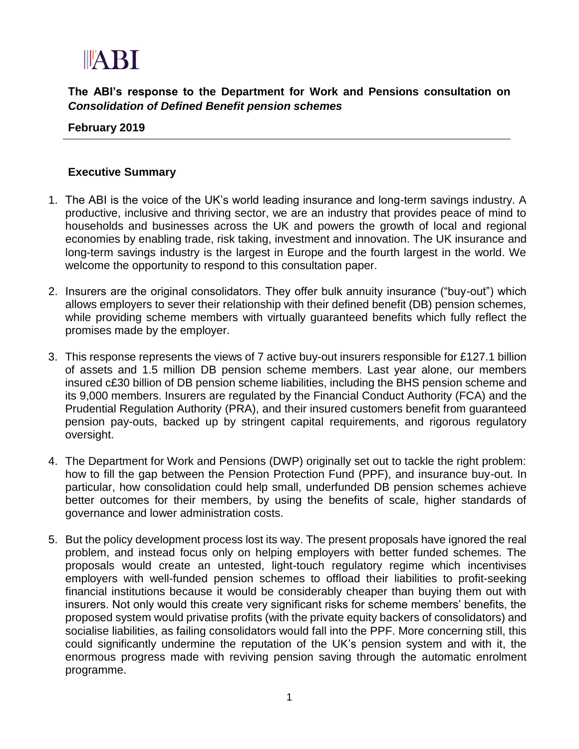ABI

**The ABI's response to the Department for Work and Pensions consultation on *Consolidation of Defined Benefit pension schemes***

**February 2019**

## Executive Summary

1. The ABI is the voice of the UK's world leading insurance and long-term savings industry. A productive, inclusive and thriving sector, we are an industry that provides peace of mind to households and businesses across the UK and powers the growth of local and regional economies by enabling trade, risk taking, investment and innovation. The UK insurance and long-term savings industry is the largest in Europe and the fourth largest in the world. We welcome the opportunity to respond to this consultation paper.

2. Insurers are the original consolidators. They offer bulk annuity insurance ("buy-out") which allows employers to sever their relationship with their defined benefit (DB) pension schemes, while providing scheme members with virtually guaranteed benefits which fully reflect the promises made by the employer.

3. This response represents the views of 7 active buy-out insurers responsible for £127.1 billion of assets and 1.5 million DB pension scheme members. Last year alone, our members insured c£30 billion of DB pension scheme liabilities, including the BHS pension scheme and its 9,000 members. Insurers are regulated by the Financial Conduct Authority (FCA) and the Prudential Regulation Authority (PRA), and their insured customers benefit from guaranteed pension pay-outs, backed up by stringent capital requirements, and rigorous regulatory oversight.

4. The Department for Work and Pensions (DWP) originally set out to tackle the right problem: how to fill the gap between the Pension Protection Fund (PPF), and insurance buy-out. In particular, how consolidation could help small, underfunded DB pension schemes achieve better outcomes for their members, by using the benefits of scale, higher standards of governance and lower administration costs.

5. But the policy development process lost its way. The present proposals have ignored the real problem, and instead focus only on helping employers with better funded schemes. The proposals would create an untested, light-touch regulatory regime which incentivises employers with well-funded pension schemes to offload their liabilities to profit-seeking financial institutions because it would be considerably cheaper than buying them out with insurers. Not only would this create very significant risks for scheme members' benefits, the proposed system would privatise profits (with the private equity backers of consolidators) and socialise liabilities, as failing consolidators would fall into the PPF. More concerning still, this could significantly undermine the reputation of the UK's pension system and with it, the enormous progress made with reviving pension saving through the automatic enrolment programme.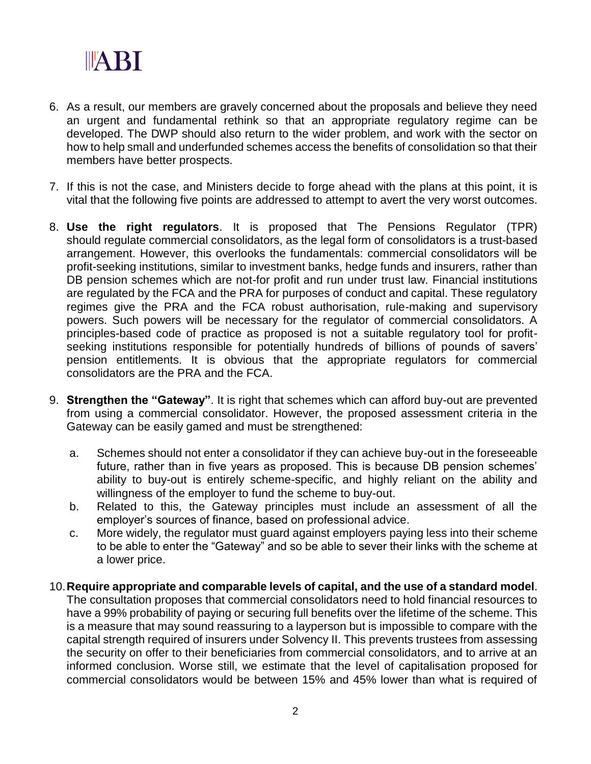6. As a result, our members are gravely concerned about the proposals and believe they need an urgent and fundamental rethink so that an appropriate regulatory regime can be developed. The DWP should also return to the wider problem, and work with the sector on how to help small and underfunded schemes access the benefits of consolidation so that their members have better prospects.

7. If this is not the case, and Ministers decide to forge ahead with the plans at this point, it is vital that the following five points are addressed to attempt to avert the very worst outcomes.

8. **Use the right regulators**. It is proposed that The Pensions Regulator (TPR) should regulate commercial consolidators, as the legal form of consolidators is a trust-based arrangement. However, this overlooks the fundamentals: commercial consolidators will be profit-seeking institutions, similar to investment banks, hedge funds and insurers, rather than DB pension schemes which are not-for profit and run under trust law. Financial institutions are regulated by the FCA and the PRA for purposes of conduct and capital. These regulatory regimes give the PRA and the FCA robust authorisation, rule-making and supervisory powers. Such powers will be necessary for the regulator of commercial consolidators. A principles-based code of practice as proposed is not a suitable regulatory tool for profit-seeking institutions responsible for potentially hundreds of billions of pounds of savers' pension entitlements. It is obvious that the appropriate regulators for commercial consolidators are the PRA and the FCA.

9. **Strengthen the "Gateway"**. It is right that schemes which can afford buy-out are prevented from using a commercial consolidator. However, the proposed assessment criteria in the Gateway can be easily gamed and must be strengthened:

   a. Schemes should not enter a consolidator if they can achieve buy-out in the foreseeable future, rather than in five years as proposed. This is because DB pension schemes' ability to buy-out is entirely scheme-specific, and highly reliant on the ability and willingness of the employer to fund the scheme to buy-out.
   
   b. Related to this, the Gateway principles must include an assessment of all the employer's sources of finance, based on professional advice.
   
   c. More widely, the regulator must guard against employers paying less into their scheme to be able to enter the "Gateway" and so be able to sever their links with the scheme at a lower price.

10. **Require appropriate and comparable levels of capital, and the use of a standard model**. The consultation proposes that commercial consolidators need to hold financial resources to have a 99% probability of paying or securing full benefits over the lifetime of the scheme. This is a measure that may sound reassuring to a layperson but is impossible to compare with the capital strength required of insurers under Solvency II. This prevents trustees from assessing the security on offer to their beneficiaries from commercial consolidators, and to arrive at an informed conclusion. Worse still, we estimate that the level of capitalisation proposed for commercial consolidators would be between 15% and 45% lower than what is required of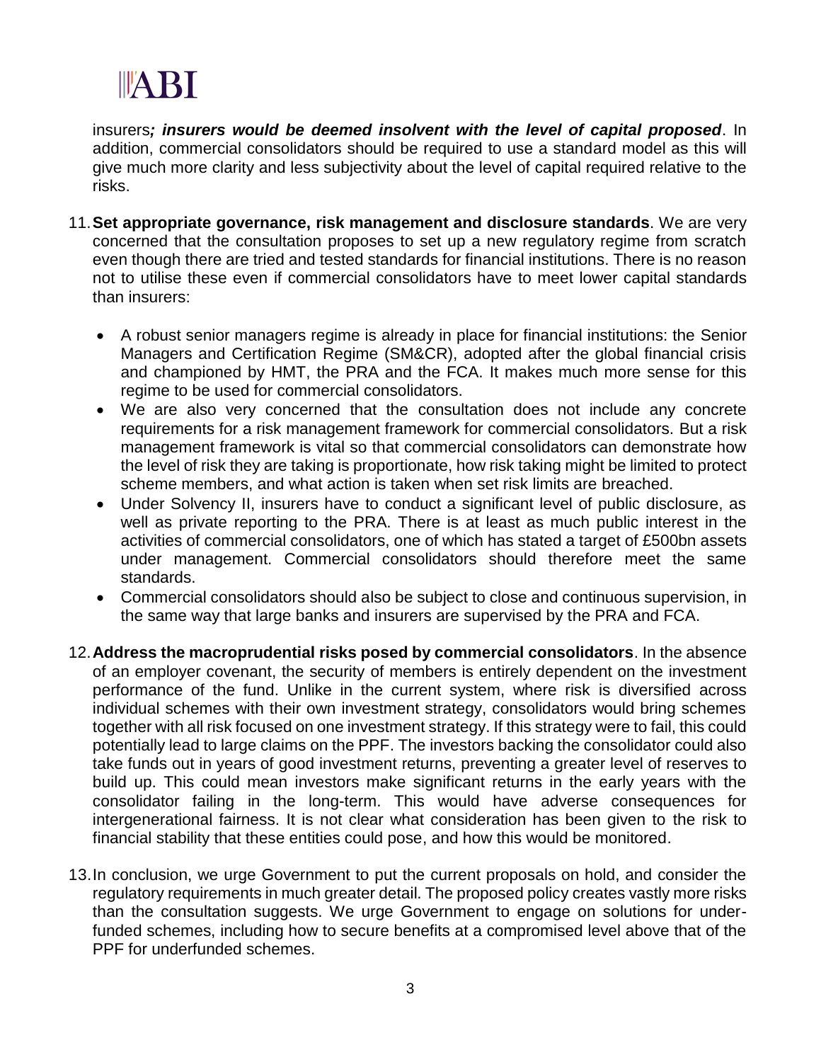insurers***; insurers would be deemed insolvent with the level of capital proposed***. In addition, commercial consolidators should be required to use a standard model as this will give much more clarity and less subjectivity about the level of capital required relative to the risks.

11. **Set appropriate governance, risk management and disclosure standards**. We are very concerned that the consultation proposes to set up a new regulatory regime from scratch even though there are tried and tested standards for financial institutions. There is no reason not to utilise these even if commercial consolidators have to meet lower capital standards than insurers:

    - A robust senior managers regime is already in place for financial institutions: the Senior Managers and Certification Regime (SM&CR), adopted after the global financial crisis and championed by HMT, the PRA and the FCA. It makes much more sense for this regime to be used for commercial consolidators.
    - We are also very concerned that the consultation does not include any concrete requirements for a risk management framework for commercial consolidators. But a risk management framework is vital so that commercial consolidators can demonstrate how the level of risk they are taking is proportionate, how risk taking might be limited to protect scheme members, and what action is taken when set risk limits are breached.
    - Under Solvency II, insurers have to conduct a significant level of public disclosure, as well as private reporting to the PRA. There is at least as much public interest in the activities of commercial consolidators, one of which has stated a target of £500bn assets under management. Commercial consolidators should therefore meet the same standards.
    - Commercial consolidators should also be subject to close and continuous supervision, in the same way that large banks and insurers are supervised by the PRA and FCA.

12. **Address the macroprudential risks posed by commercial consolidators**. In the absence of an employer covenant, the security of members is entirely dependent on the investment performance of the fund. Unlike in the current system, where risk is diversified across individual schemes with their own investment strategy, consolidators would bring schemes together with all risk focused on one investment strategy. If this strategy were to fail, this could potentially lead to large claims on the PPF. The investors backing the consolidator could also take funds out in years of good investment returns, preventing a greater level of reserves to build up. This could mean investors make significant returns in the early years with the consolidator failing in the long-term. This would have adverse consequences for intergenerational fairness. It is not clear what consideration has been given to the risk to financial stability that these entities could pose, and how this would be monitored.

13. In conclusion, we urge Government to put the current proposals on hold, and consider the regulatory requirements in much greater detail. The proposed policy creates vastly more risks than the consultation suggests. We urge Government to engage on solutions for under-funded schemes, including how to secure benefits at a compromised level above that of the PPF for underfunded schemes.